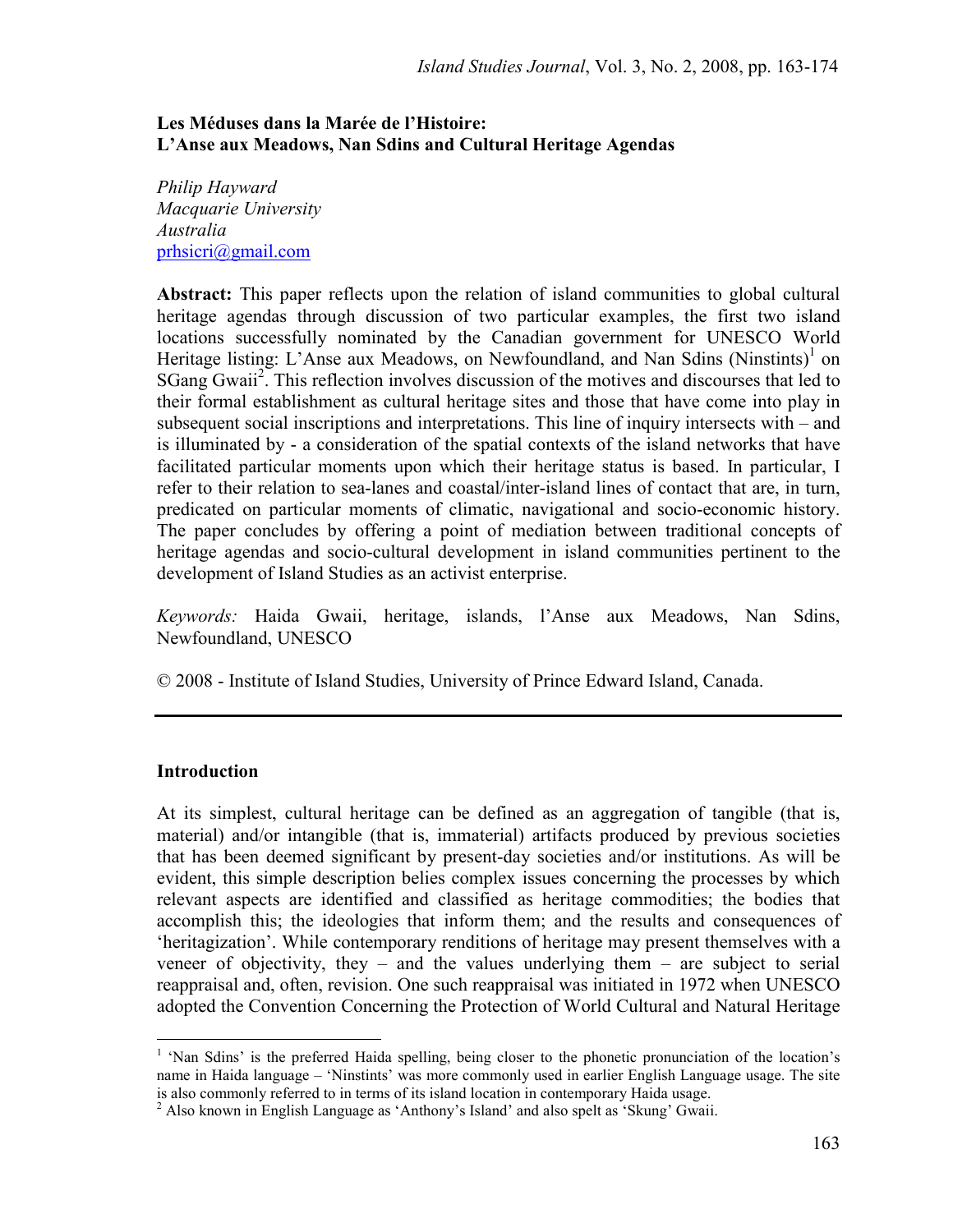# Les Méduses dans la Marée de l'Histoire: L'Anse aux Meadows, Nan Sdins and Cultural Heritage Agendas

*Philip Hayward*
*Macquarie University*
*Australia*
prhsicri@gmail.com

**Abstract:** This paper reflects upon the relation of island communities to global cultural heritage agendas through discussion of two particular examples, the first two island locations successfully nominated by the Canadian government for UNESCO World Heritage listing: L'Anse aux Meadows, on Newfoundland, and Nan Sdins (Ninstints)[1] on SGang Gwaii[2]. This reflection involves discussion of the motives and discourses that led to their formal establishment as cultural heritage sites and those that have come into play in subsequent social inscriptions and interpretations. This line of inquiry intersects with – and is illuminated by - a consideration of the spatial contexts of the island networks that have facilitated particular moments upon which their heritage status is based. In particular, I refer to their relation to sea-lanes and coastal/inter-island lines of contact that are, in turn, predicated on particular moments of climatic, navigational and socio-economic history. The paper concludes by offering a point of mediation between traditional concepts of heritage agendas and socio-cultural development in island communities pertinent to the development of Island Studies as an activist enterprise.

*Keywords:* Haida Gwaii, heritage, islands, l'Anse aux Meadows, Nan Sdins, Newfoundland, UNESCO

© 2008 - Institute of Island Studies, University of Prince Edward Island, Canada.

---

## Introduction

At its simplest, cultural heritage can be defined as an aggregation of tangible (that is, material) and/or intangible (that is, immaterial) artifacts produced by previous societies that has been deemed significant by present-day societies and/or institutions. As will be evident, this simple description belies complex issues concerning the processes by which relevant aspects are identified and classified as heritage commodities; the bodies that accomplish this; the ideologies that inform them; and the results and consequences of 'heritagization'. While contemporary renditions of heritage may present themselves with a veneer of objectivity, they – and the values underlying them – are subject to serial reappraisal and, often, revision. One such reappraisal was initiated in 1972 when UNESCO adopted the Convention Concerning the Protection of World Cultural and Natural Heritage

---

[1] 'Nan Sdins' is the preferred Haida spelling, being closer to the phonetic pronunciation of the location's name in Haida language – 'Ninstints' was more commonly used in earlier English Language usage. The site is also commonly referred to in terms of its island location in contemporary Haida usage.

[2] Also known in English Language as 'Anthony's Island' and also spelt as 'Skung' Gwaii.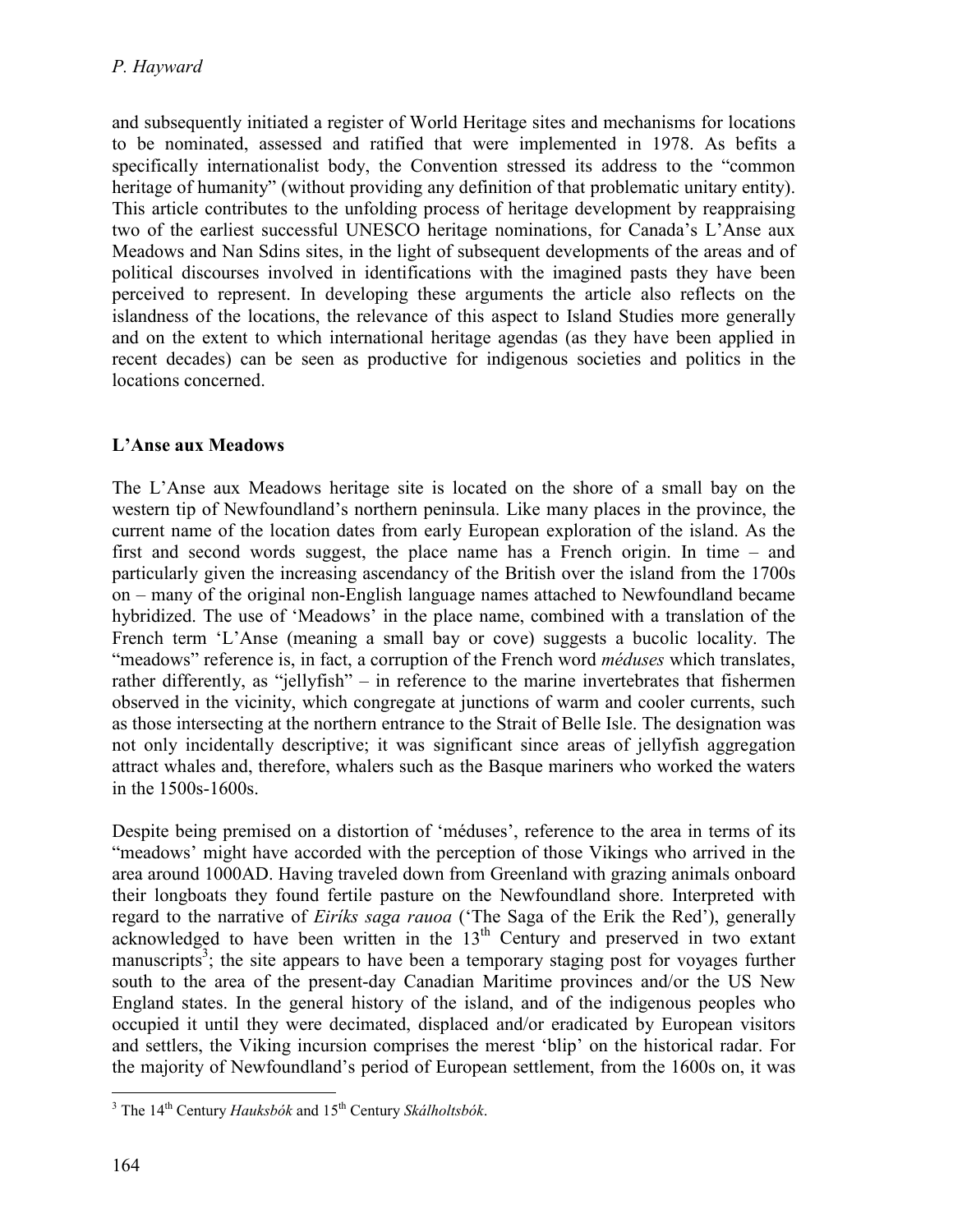and subsequently initiated a register of World Heritage sites and mechanisms for locations to be nominated, assessed and ratified that were implemented in 1978. As befits a specifically internationalist body, the Convention stressed its address to the "common heritage of humanity" (without providing any definition of that problematic unitary entity). This article contributes to the unfolding process of heritage development by reappraising two of the earliest successful UNESCO heritage nominations, for Canada's L'Anse aux Meadows and Nan Sdins sites, in the light of subsequent developments of the areas and of political discourses involved in identifications with the imagined pasts they have been perceived to represent. In developing these arguments the article also reflects on the islandness of the locations, the relevance of this aspect to Island Studies more generally and on the extent to which international heritage agendas (as they have been applied in recent decades) can be seen as productive for indigenous societies and politics in the locations concerned.

## L'Anse aux Meadows

The L'Anse aux Meadows heritage site is located on the shore of a small bay on the western tip of Newfoundland's northern peninsula. Like many places in the province, the current name of the location dates from early European exploration of the island. As the first and second words suggest, the place name has a French origin. In time – and particularly given the increasing ascendancy of the British over the island from the 1700s on – many of the original non-English language names attached to Newfoundland became hybridized. The use of 'Meadows' in the place name, combined with a translation of the French term 'L'Anse (meaning a small bay or cove) suggests a bucolic locality. The "meadows" reference is, in fact, a corruption of the French word *méduses* which translates, rather differently, as "jellyfish" – in reference to the marine invertebrates that fishermen observed in the vicinity, which congregate at junctions of warm and cooler currents, such as those intersecting at the northern entrance to the Strait of Belle Isle. The designation was not only incidentally descriptive; it was significant since areas of jellyfish aggregation attract whales and, therefore, whalers such as the Basque mariners who worked the waters in the 1500s-1600s.

Despite being premised on a distortion of 'méduses', reference to the area in terms of its "meadows' might have accorded with the perception of those Vikings who arrived in the area around 1000AD. Having traveled down from Greenland with grazing animals onboard their longboats they found fertile pasture on the Newfoundland shore. Interpreted with regard to the narrative of *Eiríks saga rauoa* ('The Saga of the Erik the Red'), generally acknowledged to have been written in the 13th Century and preserved in two extant manuscripts[3]; the site appears to have been a temporary staging post for voyages further south to the area of the present-day Canadian Maritime provinces and/or the US New England states. In the general history of the island, and of the indigenous peoples who occupied it until they were decimated, displaced and/or eradicated by European visitors and settlers, the Viking incursion comprises the merest 'blip' on the historical radar. For the majority of Newfoundland's period of European settlement, from the 1600s on, it was

[3] The 14th Century *Hauksbók* and 15th Century *Skálholtsbók*.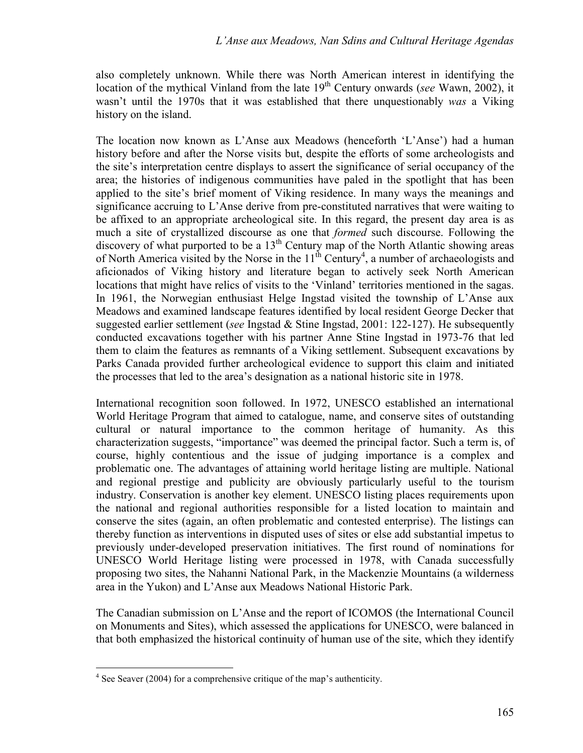also completely unknown. While there was North American interest in identifying the location of the mythical Vinland from the late 19th Century onwards (*see* Wawn, 2002), it wasn't until the 1970s that it was established that there unquestionably *was* a Viking history on the island.

The location now known as L'Anse aux Meadows (henceforth 'L'Anse') had a human history before and after the Norse visits but, despite the efforts of some archeologists and the site's interpretation centre displays to assert the significance of serial occupancy of the area; the histories of indigenous communities have paled in the spotlight that has been applied to the site's brief moment of Viking residence. In many ways the meanings and significance accruing to L'Anse derive from pre-constituted narratives that were waiting to be affixed to an appropriate archeological site. In this regard, the present day area is as much a site of crystallized discourse as one that *formed* such discourse. Following the discovery of what purported to be a 13th Century map of the North Atlantic showing areas of North America visited by the Norse in the 11th Century[4], a number of archaeologists and aficionados of Viking history and literature began to actively seek North American locations that might have relics of visits to the 'Vinland' territories mentioned in the sagas. In 1961, the Norwegian enthusiast Helge Ingstad visited the township of L'Anse aux Meadows and examined landscape features identified by local resident George Decker that suggested earlier settlement (*see* Ingstad & Stine Ingstad, 2001: 122-127). He subsequently conducted excavations together with his partner Anne Stine Ingstad in 1973-76 that led them to claim the features as remnants of a Viking settlement. Subsequent excavations by Parks Canada provided further archeological evidence to support this claim and initiated the processes that led to the area's designation as a national historic site in 1978.

International recognition soon followed. In 1972, UNESCO established an international World Heritage Program that aimed to catalogue, name, and conserve sites of outstanding cultural or natural importance to the common heritage of humanity. As this characterization suggests, "importance" was deemed the principal factor. Such a term is, of course, highly contentious and the issue of judging importance is a complex and problematic one. The advantages of attaining world heritage listing are multiple. National and regional prestige and publicity are obviously particularly useful to the tourism industry. Conservation is another key element. UNESCO listing places requirements upon the national and regional authorities responsible for a listed location to maintain and conserve the sites (again, an often problematic and contested enterprise). The listings can thereby function as interventions in disputed uses of sites or else add substantial impetus to previously under-developed preservation initiatives. The first round of nominations for UNESCO World Heritage listing were processed in 1978, with Canada successfully proposing two sites, the Nahanni National Park, in the Mackenzie Mountains (a wilderness area in the Yukon) and L'Anse aux Meadows National Historic Park.

The Canadian submission on L'Anse and the report of ICOMOS (the International Council on Monuments and Sites), which assessed the applications for UNESCO, were balanced in that both emphasized the historical continuity of human use of the site, which they identify

[4] See Seaver (2004) for a comprehensive critique of the map's authenticity.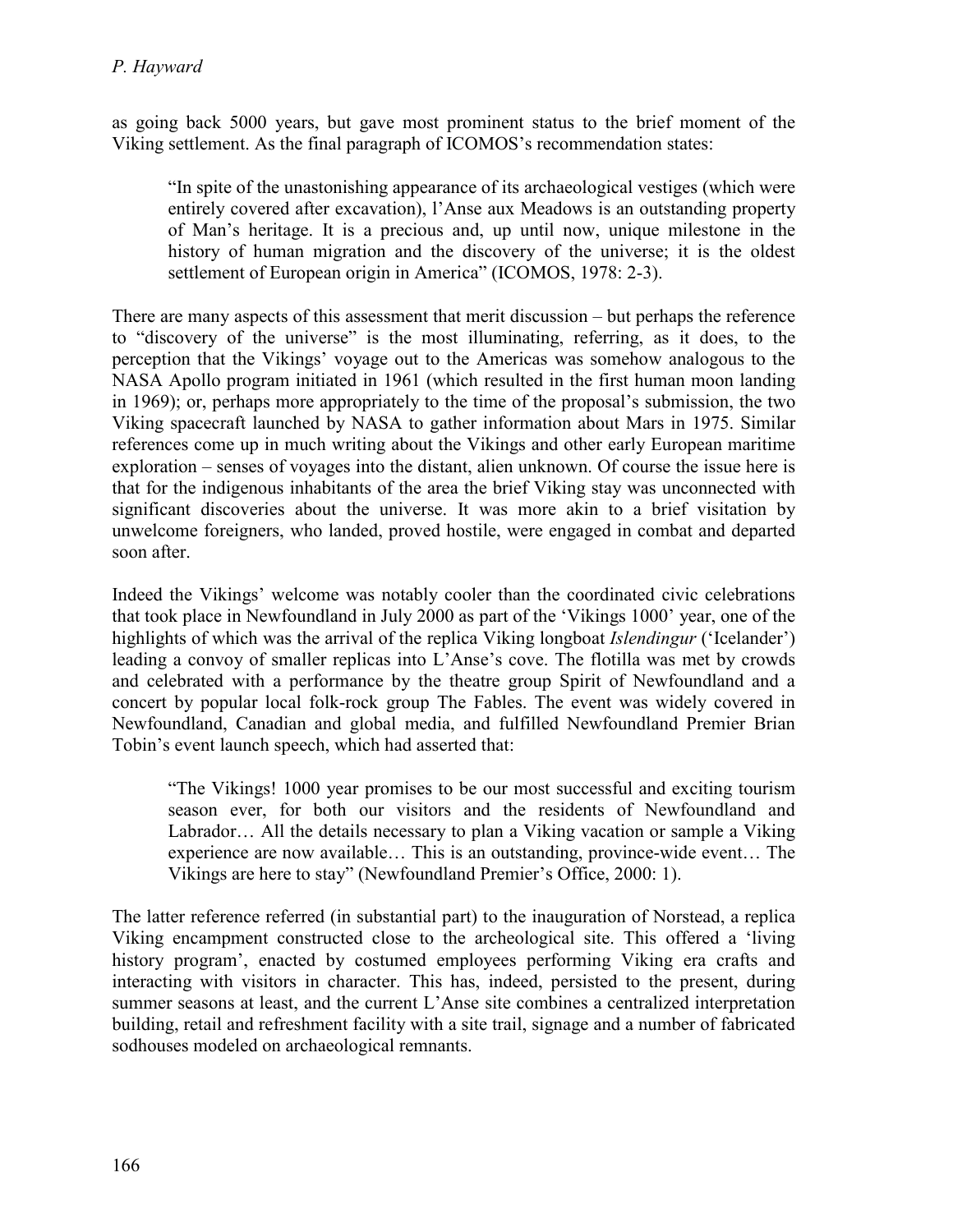as going back 5000 years, but gave most prominent status to the brief moment of the Viking settlement. As the final paragraph of ICOMOS's recommendation states:

> "In spite of the unastonishing appearance of its archaeological vestiges (which were entirely covered after excavation), l'Anse aux Meadows is an outstanding property of Man's heritage. It is a precious and, up until now, unique milestone in the history of human migration and the discovery of the universe; it is the oldest settlement of European origin in America" (ICOMOS, 1978: 2-3).

There are many aspects of this assessment that merit discussion – but perhaps the reference to "discovery of the universe" is the most illuminating, referring, as it does, to the perception that the Vikings' voyage out to the Americas was somehow analogous to the NASA Apollo program initiated in 1961 (which resulted in the first human moon landing in 1969); or, perhaps more appropriately to the time of the proposal's submission, the two Viking spacecraft launched by NASA to gather information about Mars in 1975. Similar references come up in much writing about the Vikings and other early European maritime exploration – senses of voyages into the distant, alien unknown. Of course the issue here is that for the indigenous inhabitants of the area the brief Viking stay was unconnected with significant discoveries about the universe. It was more akin to a brief visitation by unwelcome foreigners, who landed, proved hostile, were engaged in combat and departed soon after.

Indeed the Vikings' welcome was notably cooler than the coordinated civic celebrations that took place in Newfoundland in July 2000 as part of the 'Vikings 1000' year, one of the highlights of which was the arrival of the replica Viking longboat *Islendingur* ('Icelander') leading a convoy of smaller replicas into L'Anse's cove. The flotilla was met by crowds and celebrated with a performance by the theatre group Spirit of Newfoundland and a concert by popular local folk-rock group The Fables. The event was widely covered in Newfoundland, Canadian and global media, and fulfilled Newfoundland Premier Brian Tobin's event launch speech, which had asserted that:

> "The Vikings! 1000 year promises to be our most successful and exciting tourism season ever, for both our visitors and the residents of Newfoundland and Labrador… All the details necessary to plan a Viking vacation or sample a Viking experience are now available… This is an outstanding, province-wide event… The Vikings are here to stay" (Newfoundland Premier's Office, 2000: 1).

The latter reference referred (in substantial part) to the inauguration of Norstead, a replica Viking encampment constructed close to the archeological site. This offered a 'living history program', enacted by costumed employees performing Viking era crafts and interacting with visitors in character. This has, indeed, persisted to the present, during summer seasons at least, and the current L'Anse site combines a centralized interpretation building, retail and refreshment facility with a site trail, signage and a number of fabricated sodhouses modeled on archaeological remnants.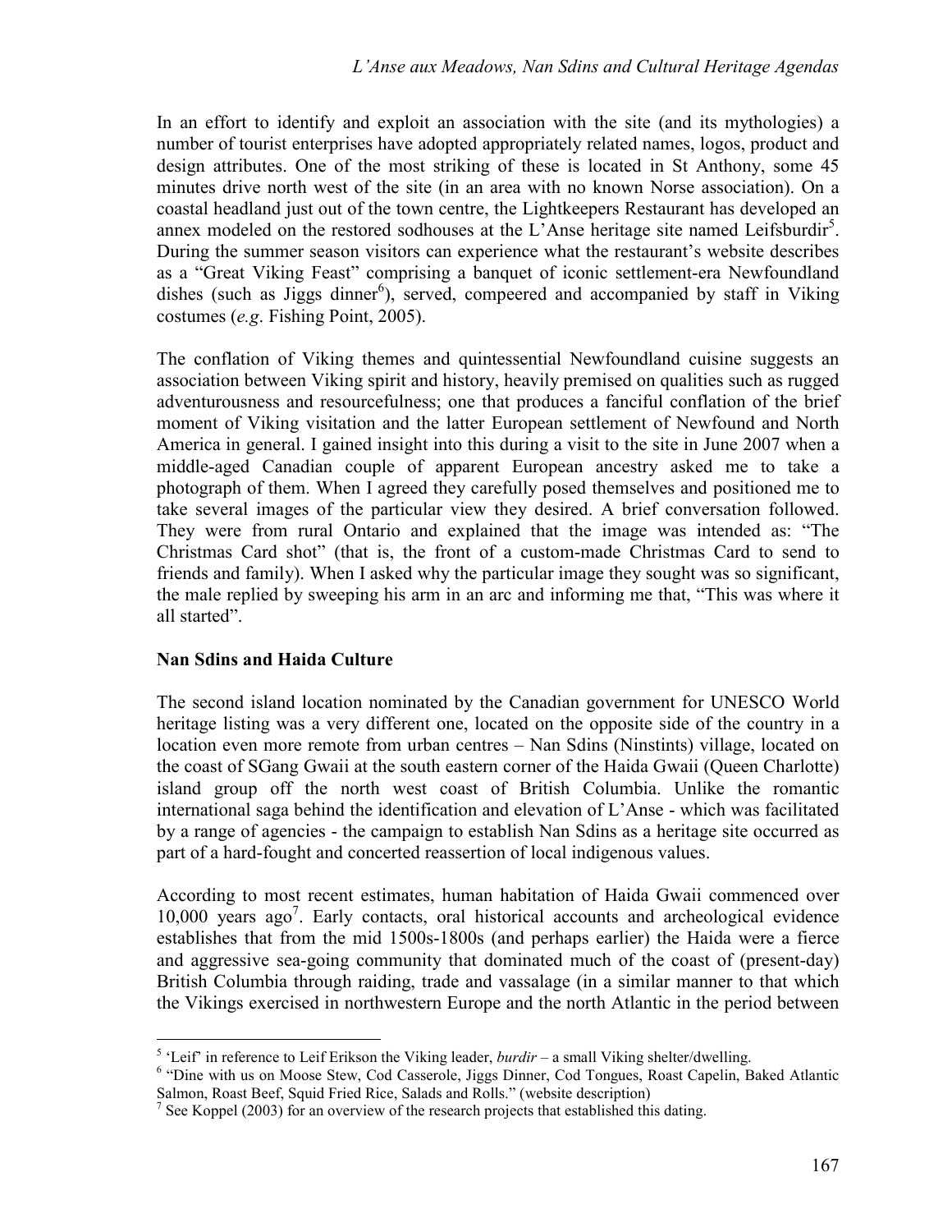In an effort to identify and exploit an association with the site (and its mythologies) a number of tourist enterprises have adopted appropriately related names, logos, product and design attributes. One of the most striking of these is located in St Anthony, some 45 minutes drive north west of the site (in an area with no known Norse association). On a coastal headland just out of the town centre, the Lightkeepers Restaurant has developed an annex modeled on the restored sodhouses at the L'Anse heritage site named Leifsburdir[5]. During the summer season visitors can experience what the restaurant's website describes as a "Great Viking Feast" comprising a banquet of iconic settlement-era Newfoundland dishes (such as Jiggs dinner[6]), served, compeered and accompanied by staff in Viking costumes (*e.g*. Fishing Point, 2005).

The conflation of Viking themes and quintessential Newfoundland cuisine suggests an association between Viking spirit and history, heavily premised on qualities such as rugged adventurousness and resourcefulness; one that produces a fanciful conflation of the brief moment of Viking visitation and the latter European settlement of Newfound and North America in general. I gained insight into this during a visit to the site in June 2007 when a middle-aged Canadian couple of apparent European ancestry asked me to take a photograph of them. When I agreed they carefully posed themselves and positioned me to take several images of the particular view they desired. A brief conversation followed. They were from rural Ontario and explained that the image was intended as: "The Christmas Card shot" (that is, the front of a custom-made Christmas Card to send to friends and family). When I asked why the particular image they sought was so significant, the male replied by sweeping his arm in an arc and informing me that, "This was where it all started".

**Nan Sdins and Haida Culture**

The second island location nominated by the Canadian government for UNESCO World heritage listing was a very different one, located on the opposite side of the country in a location even more remote from urban centres – Nan Sdins (Ninstints) village, located on the coast of SGang Gwaii at the south eastern corner of the Haida Gwaii (Queen Charlotte) island group off the north west coast of British Columbia. Unlike the romantic international saga behind the identification and elevation of L'Anse - which was facilitated by a range of agencies - the campaign to establish Nan Sdins as a heritage site occurred as part of a hard-fought and concerted reassertion of local indigenous values.

According to most recent estimates, human habitation of Haida Gwaii commenced over 10,000 years ago[7]. Early contacts, oral historical accounts and archeological evidence establishes that from the mid 1500s-1800s (and perhaps earlier) the Haida were a fierce and aggressive sea-going community that dominated much of the coast of (present-day) British Columbia through raiding, trade and vassalage (in a similar manner to that which the Vikings exercised in northwestern Europe and the north Atlantic in the period between

---

[5] 'Leif' in reference to Leif Erikson the Viking leader, *burdir* – a small Viking shelter/dwelling.

[6] "Dine with us on Moose Stew, Cod Casserole, Jiggs Dinner, Cod Tongues, Roast Capelin, Baked Atlantic Salmon, Roast Beef, Squid Fried Rice, Salads and Rolls." (website description)

[7] See Koppel (2003) for an overview of the research projects that established this dating.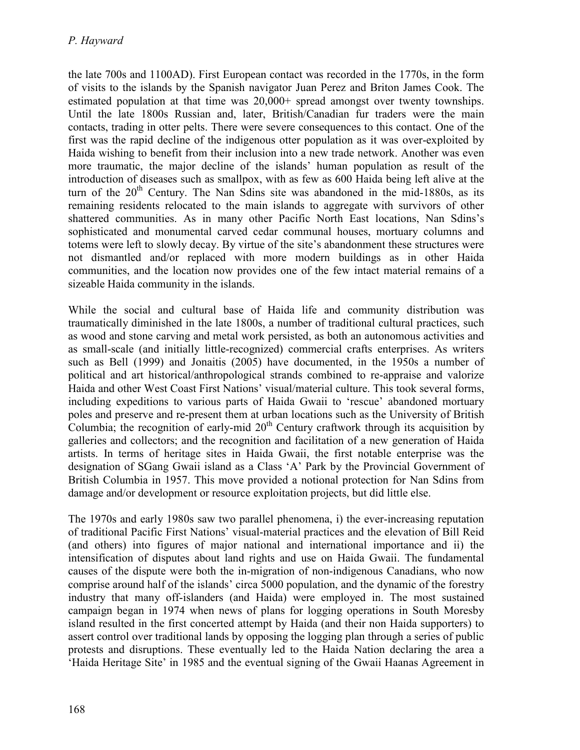the late 700s and 1100AD). First European contact was recorded in the 1770s, in the form of visits to the islands by the Spanish navigator Juan Perez and Briton James Cook. The estimated population at that time was 20,000+ spread amongst over twenty townships. Until the late 1800s Russian and, later, British/Canadian fur traders were the main contacts, trading in otter pelts. There were severe consequences to this contact. One of the first was the rapid decline of the indigenous otter population as it was over-exploited by Haida wishing to benefit from their inclusion into a new trade network. Another was even more traumatic, the major decline of the islands' human population as result of the introduction of diseases such as smallpox, with as few as 600 Haida being left alive at the turn of the 20th Century. The Nan Sdins site was abandoned in the mid-1880s, as its remaining residents relocated to the main islands to aggregate with survivors of other shattered communities. As in many other Pacific North East locations, Nan Sdins's sophisticated and monumental carved cedar communal houses, mortuary columns and totems were left to slowly decay. By virtue of the site's abandonment these structures were not dismantled and/or replaced with more modern buildings as in other Haida communities, and the location now provides one of the few intact material remains of a sizeable Haida community in the islands.

While the social and cultural base of Haida life and community distribution was traumatically diminished in the late 1800s, a number of traditional cultural practices, such as wood and stone carving and metal work persisted, as both an autonomous activities and as small-scale (and initially little-recognized) commercial crafts enterprises. As writers such as Bell (1999) and Jonaitis (2005) have documented, in the 1950s a number of political and art historical/anthropological strands combined to re-appraise and valorize Haida and other West Coast First Nations' visual/material culture. This took several forms, including expeditions to various parts of Haida Gwaii to 'rescue' abandoned mortuary poles and preserve and re-present them at urban locations such as the University of British Columbia; the recognition of early-mid 20th Century craftwork through its acquisition by galleries and collectors; and the recognition and facilitation of a new generation of Haida artists. In terms of heritage sites in Haida Gwaii, the first notable enterprise was the designation of SGang Gwaii island as a Class 'A' Park by the Provincial Government of British Columbia in 1957. This move provided a notional protection for Nan Sdins from damage and/or development or resource exploitation projects, but did little else.

The 1970s and early 1980s saw two parallel phenomena, i) the ever-increasing reputation of traditional Pacific First Nations' visual-material practices and the elevation of Bill Reid (and others) into figures of major national and international importance and ii) the intensification of disputes about land rights and use on Haida Gwaii. The fundamental causes of the dispute were both the in-migration of non-indigenous Canadians, who now comprise around half of the islands' circa 5000 population, and the dynamic of the forestry industry that many off-islanders (and Haida) were employed in. The most sustained campaign began in 1974 when news of plans for logging operations in South Moresby island resulted in the first concerted attempt by Haida (and their non Haida supporters) to assert control over traditional lands by opposing the logging plan through a series of public protests and disruptions. These eventually led to the Haida Nation declaring the area a 'Haida Heritage Site' in 1985 and the eventual signing of the Gwaii Haanas Agreement in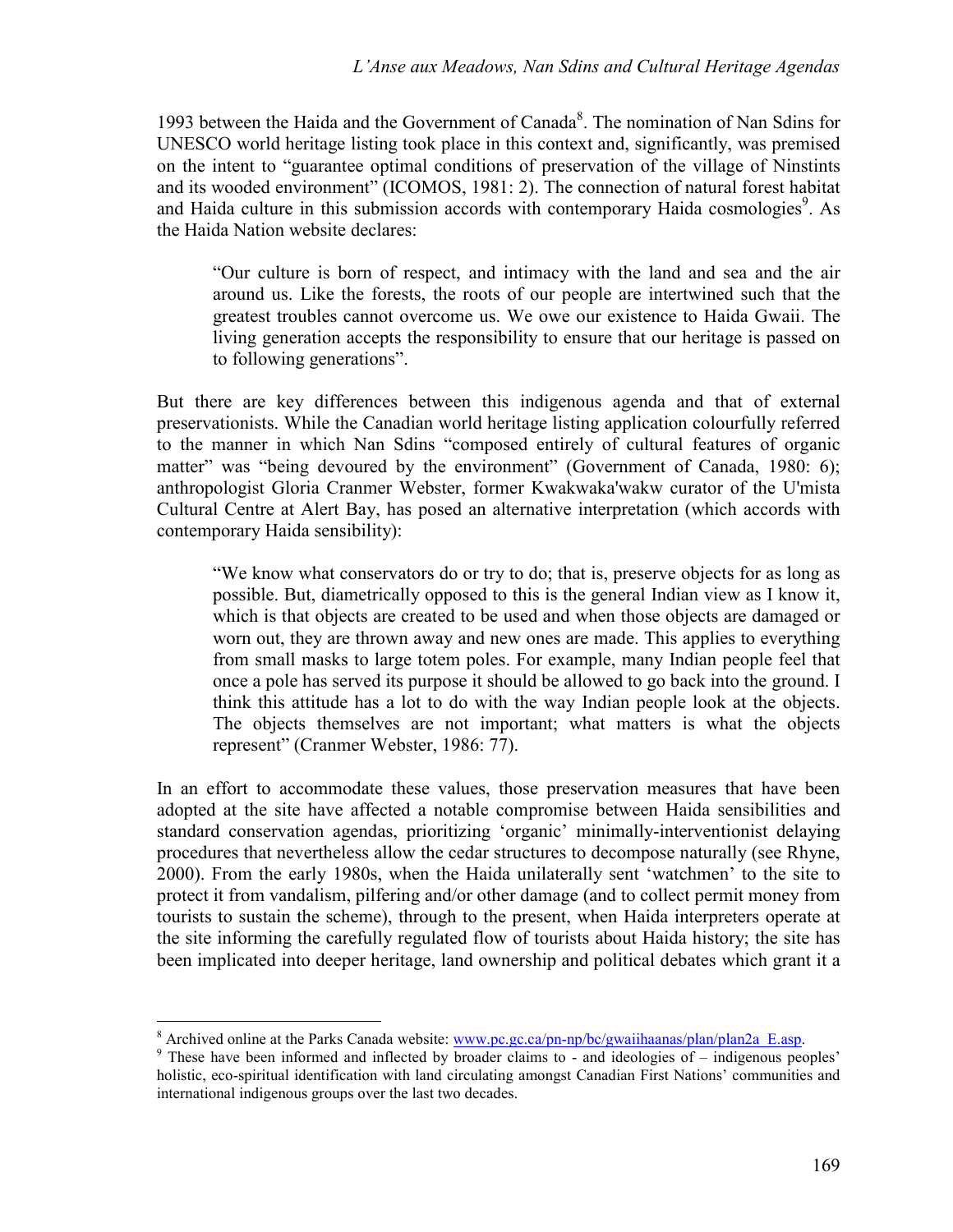1993 between the Haida and the Government of Canada[8]. The nomination of Nan Sdins for UNESCO world heritage listing took place in this context and, significantly, was premised on the intent to "guarantee optimal conditions of preservation of the village of Ninstints and its wooded environment" (ICOMOS, 1981: 2). The connection of natural forest habitat and Haida culture in this submission accords with contemporary Haida cosmologies[9]. As the Haida Nation website declares:

> "Our culture is born of respect, and intimacy with the land and sea and the air around us. Like the forests, the roots of our people are intertwined such that the greatest troubles cannot overcome us. We owe our existence to Haida Gwaii. The living generation accepts the responsibility to ensure that our heritage is passed on to following generations".

But there are key differences between this indigenous agenda and that of external preservationists. While the Canadian world heritage listing application colourfully referred to the manner in which Nan Sdins "composed entirely of cultural features of organic matter" was "being devoured by the environment" (Government of Canada, 1980: 6); anthropologist Gloria Cranmer Webster, former Kwakwaka'wakw curator of the U'mista Cultural Centre at Alert Bay, has posed an alternative interpretation (which accords with contemporary Haida sensibility):

> "We know what conservators do or try to do; that is, preserve objects for as long as possible. But, diametrically opposed to this is the general Indian view as I know it, which is that objects are created to be used and when those objects are damaged or worn out, they are thrown away and new ones are made. This applies to everything from small masks to large totem poles. For example, many Indian people feel that once a pole has served its purpose it should be allowed to go back into the ground. I think this attitude has a lot to do with the way Indian people look at the objects. The objects themselves are not important; what matters is what the objects represent" (Cranmer Webster, 1986: 77).

In an effort to accommodate these values, those preservation measures that have been adopted at the site have affected a notable compromise between Haida sensibilities and standard conservation agendas, prioritizing 'organic' minimally-interventionist delaying procedures that nevertheless allow the cedar structures to decompose naturally (see Rhyne, 2000). From the early 1980s, when the Haida unilaterally sent 'watchmen' to the site to protect it from vandalism, pilfering and/or other damage (and to collect permit money from tourists to sustain the scheme), through to the present, when Haida interpreters operate at the site informing the carefully regulated flow of tourists about Haida history; the site has been implicated into deeper heritage, land ownership and political debates which grant it a

---

[8] Archived online at the Parks Canada website: www.pc.gc.ca/pn-np/bc/gwaiihaanas/plan/plan2a_E.asp.

[9] These have been informed and inflected by broader claims to - and ideologies of – indigenous peoples' holistic, eco-spiritual identification with land circulating amongst Canadian First Nations' communities and international indigenous groups over the last two decades.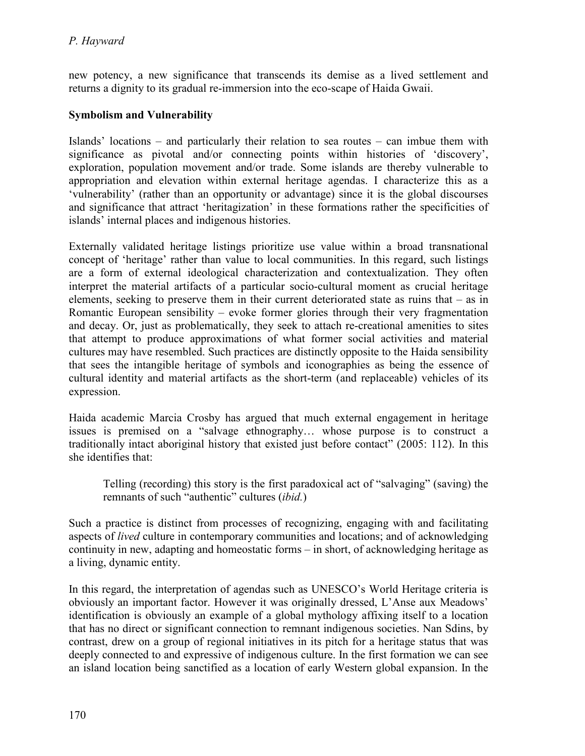new potency, a new significance that transcends its demise as a lived settlement and returns a dignity to its gradual re-immersion into the eco-scape of Haida Gwaii.

## Symbolism and Vulnerability

Islands' locations – and particularly their relation to sea routes – can imbue them with significance as pivotal and/or connecting points within histories of 'discovery', exploration, population movement and/or trade. Some islands are thereby vulnerable to appropriation and elevation within external heritage agendas. I characterize this as a 'vulnerability' (rather than an opportunity or advantage) since it is the global discourses and significance that attract 'heritagization' in these formations rather the specificities of islands' internal places and indigenous histories.

Externally validated heritage listings prioritize use value within a broad transnational concept of 'heritage' rather than value to local communities. In this regard, such listings are a form of external ideological characterization and contextualization. They often interpret the material artifacts of a particular socio-cultural moment as crucial heritage elements, seeking to preserve them in their current deteriorated state as ruins that – as in Romantic European sensibility – evoke former glories through their very fragmentation and decay. Or, just as problematically, they seek to attach re-creational amenities to sites that attempt to produce approximations of what former social activities and material cultures may have resembled. Such practices are distinctly opposite to the Haida sensibility that sees the intangible heritage of symbols and iconographies as being the essence of cultural identity and material artifacts as the short-term (and replaceable) vehicles of its expression.

Haida academic Marcia Crosby has argued that much external engagement in heritage issues is premised on a "salvage ethnography… whose purpose is to construct a traditionally intact aboriginal history that existed just before contact" (2005: 112). In this she identifies that:

> Telling (recording) this story is the first paradoxical act of "salvaging" (saving) the remnants of such "authentic" cultures (*ibid.*)

Such a practice is distinct from processes of recognizing, engaging with and facilitating aspects of *lived* culture in contemporary communities and locations; and of acknowledging continuity in new, adapting and homeostatic forms – in short, of acknowledging heritage as a living, dynamic entity.

In this regard, the interpretation of agendas such as UNESCO's World Heritage criteria is obviously an important factor. However it was originally dressed, L'Anse aux Meadows' identification is obviously an example of a global mythology affixing itself to a location that has no direct or significant connection to remnant indigenous societies. Nan Sdins, by contrast, drew on a group of regional initiatives in its pitch for a heritage status that was deeply connected to and expressive of indigenous culture. In the first formation we can see an island location being sanctified as a location of early Western global expansion. In the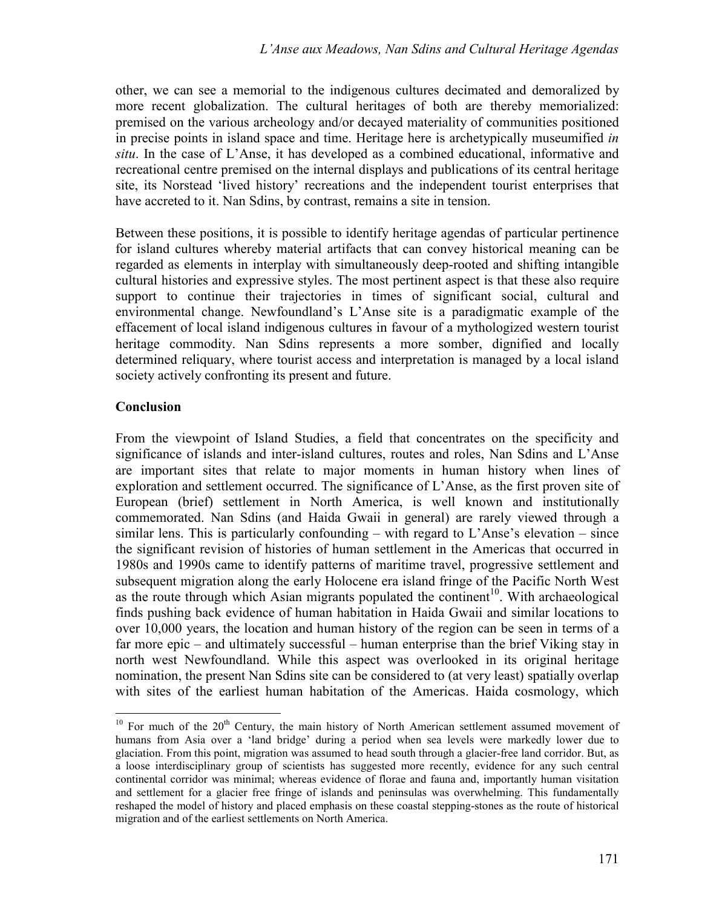other, we can see a memorial to the indigenous cultures decimated and demoralized by more recent globalization. The cultural heritages of both are thereby memorialized: premised on the various archeology and/or decayed materiality of communities positioned in precise points in island space and time. Heritage here is archetypically museumified *in situ*. In the case of L'Anse, it has developed as a combined educational, informative and recreational centre premised on the internal displays and publications of its central heritage site, its Norstead 'lived history' recreations and the independent tourist enterprises that have accreted to it. Nan Sdins, by contrast, remains a site in tension.

Between these positions, it is possible to identify heritage agendas of particular pertinence for island cultures whereby material artifacts that can convey historical meaning can be regarded as elements in interplay with simultaneously deep-rooted and shifting intangible cultural histories and expressive styles. The most pertinent aspect is that these also require support to continue their trajectories in times of significant social, cultural and environmental change. Newfoundland's L'Anse site is a paradigmatic example of the effacement of local island indigenous cultures in favour of a mythologized western tourist heritage commodity. Nan Sdins represents a more somber, dignified and locally determined reliquary, where tourist access and interpretation is managed by a local island society actively confronting its present and future.

## Conclusion

From the viewpoint of Island Studies, a field that concentrates on the specificity and significance of islands and inter-island cultures, routes and roles, Nan Sdins and L'Anse are important sites that relate to major moments in human history when lines of exploration and settlement occurred. The significance of L'Anse, as the first proven site of European (brief) settlement in North America, is well known and institutionally commemorated. Nan Sdins (and Haida Gwaii in general) are rarely viewed through a similar lens. This is particularly confounding – with regard to L'Anse's elevation – since the significant revision of histories of human settlement in the Americas that occurred in 1980s and 1990s came to identify patterns of maritime travel, progressive settlement and subsequent migration along the early Holocene era island fringe of the Pacific North West as the route through which Asian migrants populated the continent[10]. With archaeological finds pushing back evidence of human habitation in Haida Gwaii and similar locations to over 10,000 years, the location and human history of the region can be seen in terms of a far more epic – and ultimately successful – human enterprise than the brief Viking stay in north west Newfoundland. While this aspect was overlooked in its original heritage nomination, the present Nan Sdins site can be considered to (at very least) spatially overlap with sites of the earliest human habitation of the Americas. Haida cosmology, which

[10] For much of the 20th Century, the main history of North American settlement assumed movement of humans from Asia over a 'land bridge' during a period when sea levels were markedly lower due to glaciation. From this point, migration was assumed to head south through a glacier-free land corridor. But, as a loose interdisciplinary group of scientists has suggested more recently, evidence for any such central continental corridor was minimal; whereas evidence of florae and fauna and, importantly human visitation and settlement for a glacier free fringe of islands and peninsulas was overwhelming. This fundamentally reshaped the model of history and placed emphasis on these coastal stepping-stones as the route of historical migration and of the earliest settlements on North America.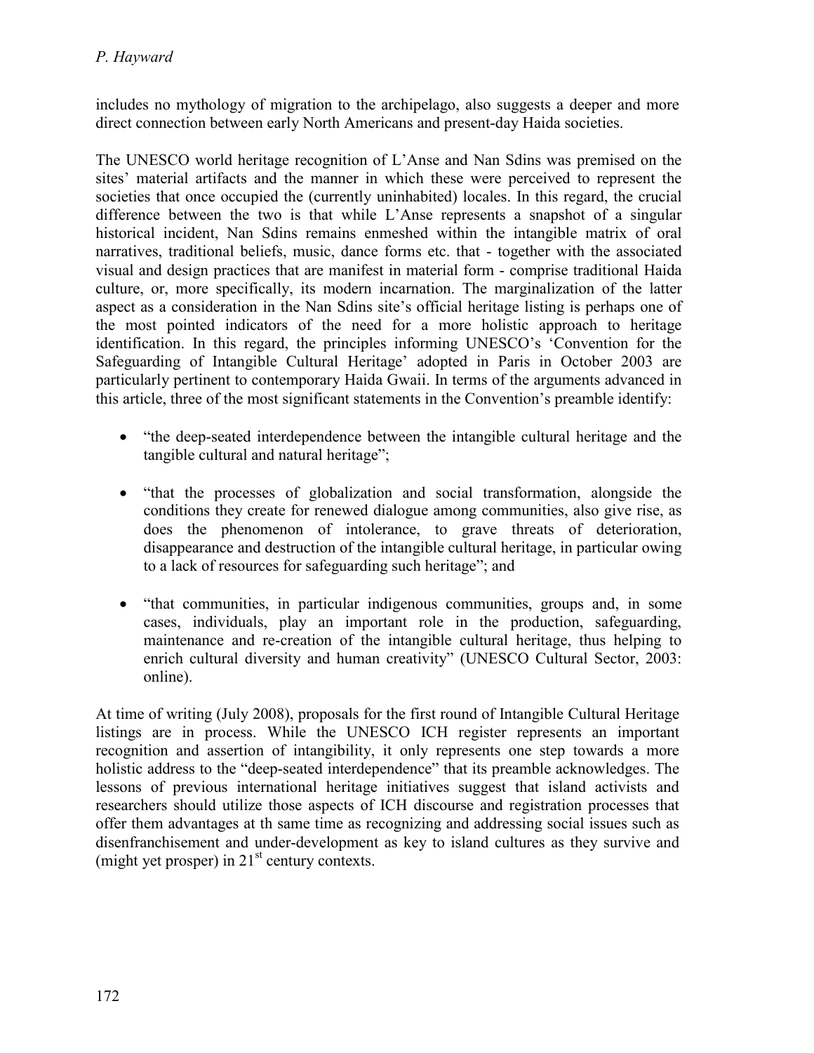includes no mythology of migration to the archipelago, also suggests a deeper and more direct connection between early North Americans and present-day Haida societies.

The UNESCO world heritage recognition of L'Anse and Nan Sdins was premised on the sites' material artifacts and the manner in which these were perceived to represent the societies that once occupied the (currently uninhabited) locales. In this regard, the crucial difference between the two is that while L'Anse represents a snapshot of a singular historical incident, Nan Sdins remains enmeshed within the intangible matrix of oral narratives, traditional beliefs, music, dance forms etc. that - together with the associated visual and design practices that are manifest in material form - comprise traditional Haida culture, or, more specifically, its modern incarnation. The marginalization of the latter aspect as a consideration in the Nan Sdins site's official heritage listing is perhaps one of the most pointed indicators of the need for a more holistic approach to heritage identification. In this regard, the principles informing UNESCO's 'Convention for the Safeguarding of Intangible Cultural Heritage' adopted in Paris in October 2003 are particularly pertinent to contemporary Haida Gwaii. In terms of the arguments advanced in this article, three of the most significant statements in the Convention's preamble identify:

- "the deep-seated interdependence between the intangible cultural heritage and the tangible cultural and natural heritage";
- "that the processes of globalization and social transformation, alongside the conditions they create for renewed dialogue among communities, also give rise, as does the phenomenon of intolerance, to grave threats of deterioration, disappearance and destruction of the intangible cultural heritage, in particular owing to a lack of resources for safeguarding such heritage"; and
- "that communities, in particular indigenous communities, groups and, in some cases, individuals, play an important role in the production, safeguarding, maintenance and re-creation of the intangible cultural heritage, thus helping to enrich cultural diversity and human creativity" (UNESCO Cultural Sector, 2003: online).

At time of writing (July 2008), proposals for the first round of Intangible Cultural Heritage listings are in process. While the UNESCO ICH register represents an important recognition and assertion of intangibility, it only represents one step towards a more holistic address to the "deep-seated interdependence" that its preamble acknowledges. The lessons of previous international heritage initiatives suggest that island activists and researchers should utilize those aspects of ICH discourse and registration processes that offer them advantages at th same time as recognizing and addressing social issues such as disenfranchisement and under-development as key to island cultures as they survive and (might yet prosper) in 21st century contexts.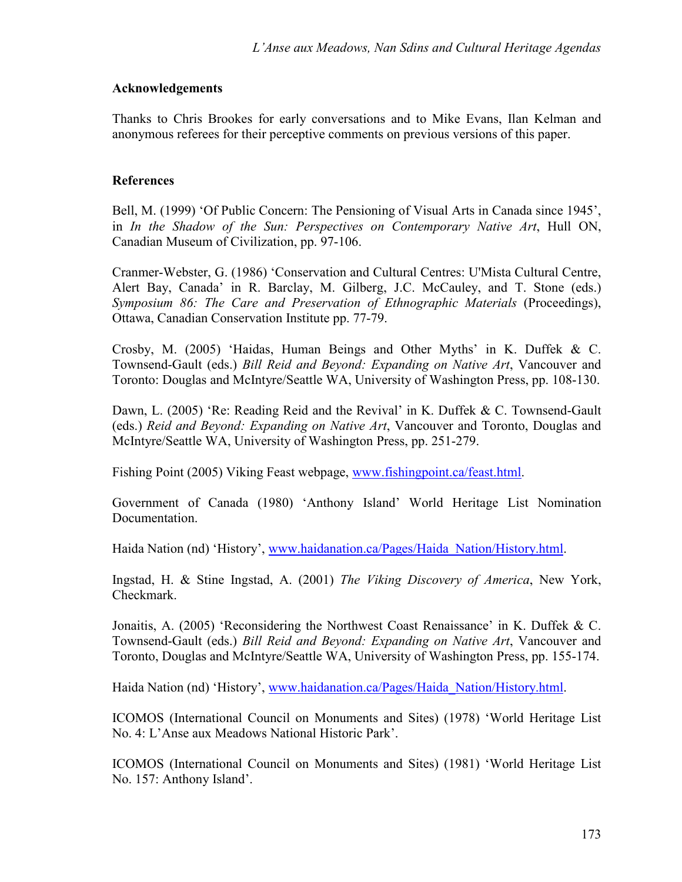## Acknowledgements

Thanks to Chris Brookes for early conversations and to Mike Evans, Ilan Kelman and anonymous referees for their perceptive comments on previous versions of this paper.

## References

Bell, M. (1999) 'Of Public Concern: The Pensioning of Visual Arts in Canada since 1945', in *In the Shadow of the Sun: Perspectives on Contemporary Native Art*, Hull ON, Canadian Museum of Civilization, pp. 97-106.

Cranmer-Webster, G. (1986) 'Conservation and Cultural Centres: U'Mista Cultural Centre, Alert Bay, Canada' in R. Barclay, M. Gilberg, J.C. McCauley, and T. Stone (eds.) *Symposium 86: The Care and Preservation of Ethnographic Materials* (Proceedings), Ottawa, Canadian Conservation Institute pp. 77-79.

Crosby, M. (2005) 'Haidas, Human Beings and Other Myths' in K. Duffek & C. Townsend-Gault (eds.) *Bill Reid and Beyond: Expanding on Native Art*, Vancouver and Toronto: Douglas and McIntyre/Seattle WA, University of Washington Press, pp. 108-130.

Dawn, L. (2005) 'Re: Reading Reid and the Revival' in K. Duffek & C. Townsend-Gault (eds.) *Reid and Beyond: Expanding on Native Art*, Vancouver and Toronto, Douglas and McIntyre/Seattle WA, University of Washington Press, pp. 251-279.

Fishing Point (2005) Viking Feast webpage, www.fishingpoint.ca/feast.html.

Government of Canada (1980) 'Anthony Island' World Heritage List Nomination Documentation.

Haida Nation (nd) 'History', www.haidanation.ca/Pages/Haida_Nation/History.html.

Ingstad, H. & Stine Ingstad, A. (2001) *The Viking Discovery of America*, New York, Checkmark.

Jonaitis, A. (2005) 'Reconsidering the Northwest Coast Renaissance' in K. Duffek & C. Townsend-Gault (eds.) *Bill Reid and Beyond: Expanding on Native Art*, Vancouver and Toronto, Douglas and McIntyre/Seattle WA, University of Washington Press, pp. 155-174.

Haida Nation (nd) 'History', www.haidanation.ca/Pages/Haida_Nation/History.html.

ICOMOS (International Council on Monuments and Sites) (1978) 'World Heritage List No. 4: L'Anse aux Meadows National Historic Park'.

ICOMOS (International Council on Monuments and Sites) (1981) 'World Heritage List No. 157: Anthony Island'.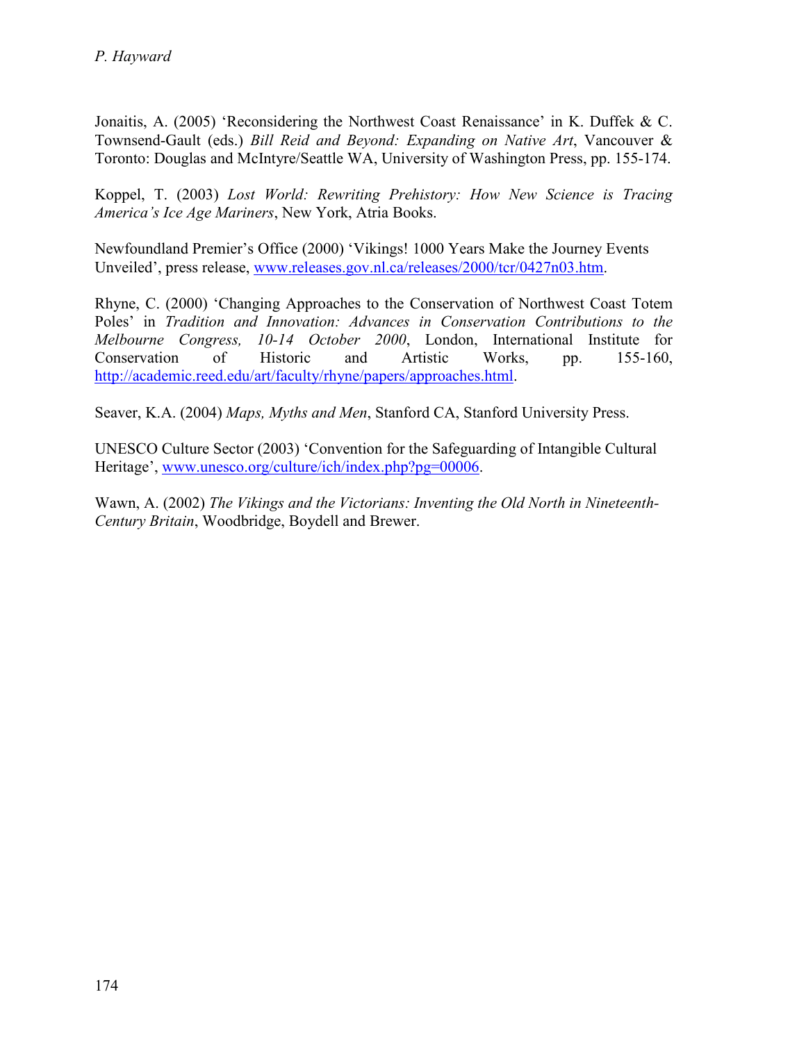Jonaitis, A. (2005) ‘Reconsidering the Northwest Coast Renaissance’ in K. Duffek & C. Townsend-Gault (eds.) *Bill Reid and Beyond: Expanding on Native Art*, Vancouver & Toronto: Douglas and McIntyre/Seattle WA, University of Washington Press, pp. 155-174.

Koppel, T. (2003) *Lost World: Rewriting Prehistory: How New Science is Tracing America’s Ice Age Mariners*, New York, Atria Books.

Newfoundland Premier’s Office (2000) ‘Vikings! 1000 Years Make the Journey Events Unveiled’, press release, www.releases.gov.nl.ca/releases/2000/tcr/0427n03.htm.

Rhyne, C. (2000) ‘Changing Approaches to the Conservation of Northwest Coast Totem Poles’ in *Tradition and Innovation: Advances in Conservation Contributions to the Melbourne Congress, 10-14 October 2000*, London, International Institute for Conservation of Historic and Artistic Works, pp. 155-160, http://academic.reed.edu/art/faculty/rhyne/papers/approaches.html.

Seaver, K.A. (2004) *Maps, Myths and Men*, Stanford CA, Stanford University Press.

UNESCO Culture Sector (2003) ‘Convention for the Safeguarding of Intangible Cultural Heritage’, www.unesco.org/culture/ich/index.php?pg=00006.

Wawn, A. (2002) *The Vikings and the Victorians: Inventing the Old North in Nineteenth-Century Britain*, Woodbridge, Boydell and Brewer.